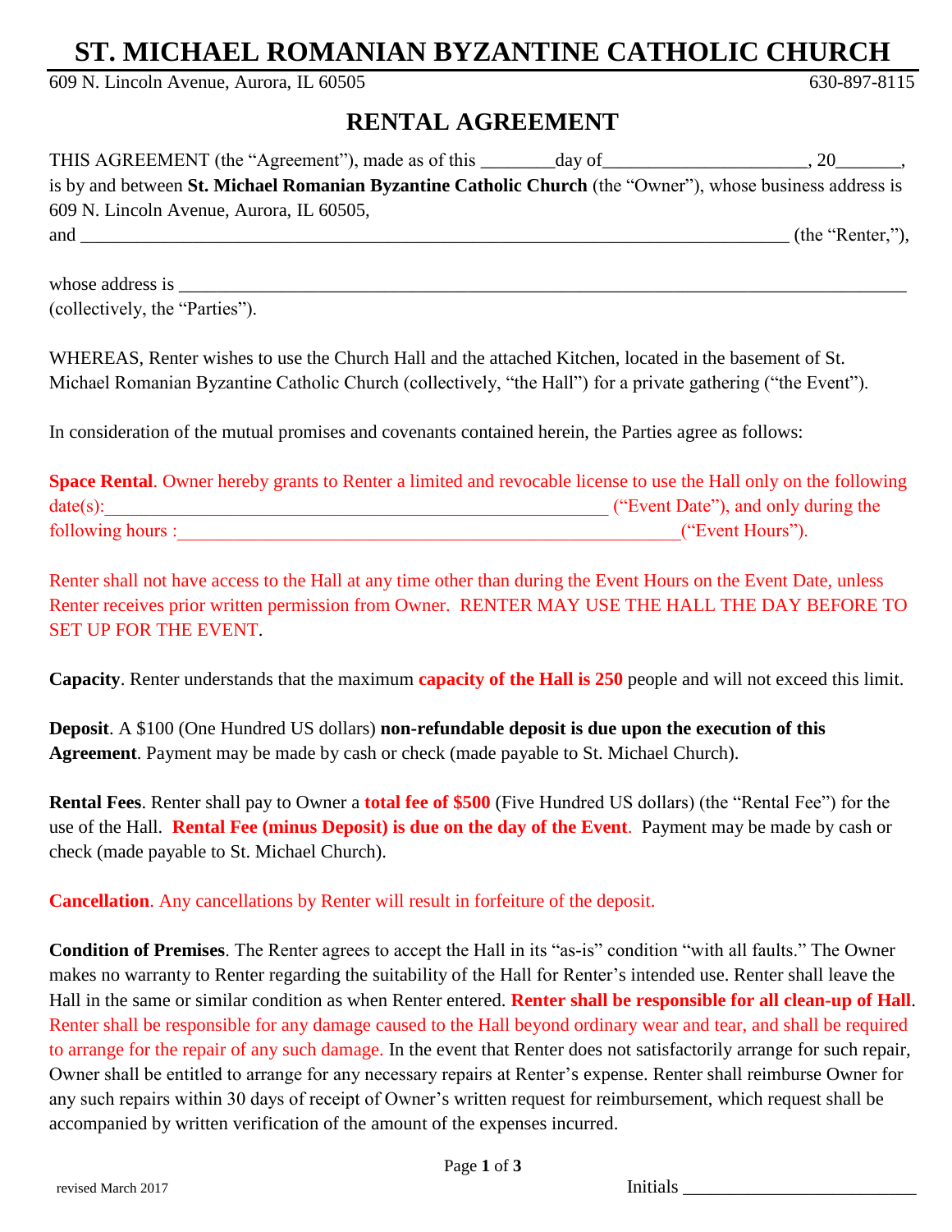# ST. MICHAEL ROMANIAN BYZANTINE CATHOLIC CHURCH

609 N. Lincoln Avenue, Aurora, IL 60505 630-897-8115

## RENTAL AGREEMENT

THIS AGREEMENT (the "Agreement"), made as of this ________day of_____________________, 20_______, is by and between **St. Michael Romanian Byzantine Catholic Church** (the "Owner"), whose business address is 609 N. Lincoln Avenue, Aurora, IL 60505,

and ____________________________________________________________________________ (the "Renter,"),

whose address is ___________________________________________________________________________ (collectively, the "Parties").

WHEREAS, Renter wishes to use the Church Hall and the attached Kitchen, located in the basement of St. Michael Romanian Byzantine Catholic Church (collectively, "the Hall") for a private gathering ("the Event").

In consideration of the mutual promises and covenants contained herein, the Parties agree as follows:

**Space Rental**. Owner hereby grants to Renter a limited and revocable license to use the Hall only on the following date(s):_____________________________________________________ ("Event Date"), and only during the following hours :_____________________________________________________("Event Hours").

Renter shall not have access to the Hall at any time other than during the Event Hours on the Event Date, unless Renter receives prior written permission from Owner. RENTER MAY USE THE HALL THE DAY BEFORE TO SET UP FOR THE EVENT.

**Capacity**. Renter understands that the maximum **capacity of the Hall is 250** people and will not exceed this limit.

**Deposit**. A $100 (One Hundred US dollars) **non-refundable deposit is due upon the execution of this Agreement**. Payment may be made by cash or check (made payable to St. Michael Church).

**Rental Fees**. Renter shall pay to Owner a **total fee of $500** (Five Hundred US dollars) (the "Rental Fee") for the use of the Hall. **Rental Fee (minus Deposit) is due on the day of the Event**. Payment may be made by cash or check (made payable to St. Michael Church).

**Cancellation**. Any cancellations by Renter will result in forfeiture of the deposit.

**Condition of Premises**. The Renter agrees to accept the Hall in its "as-is" condition "with all faults." The Owner makes no warranty to Renter regarding the suitability of the Hall for Renter's intended use. Renter shall leave the Hall in the same or similar condition as when Renter entered. **Renter shall be responsible for all clean-up of Hall**. Renter shall be responsible for any damage caused to the Hall beyond ordinary wear and tear, and shall be required to arrange for the repair of any such damage. In the event that Renter does not satisfactorily arrange for such repair, Owner shall be entitled to arrange for any necessary repairs at Renter's expense. Renter shall reimburse Owner for any such repairs within 30 days of receipt of Owner's written request for reimbursement, which request shall be accompanied by written verification of the amount of the expenses incurred.

revised March 2017

Initials ________________________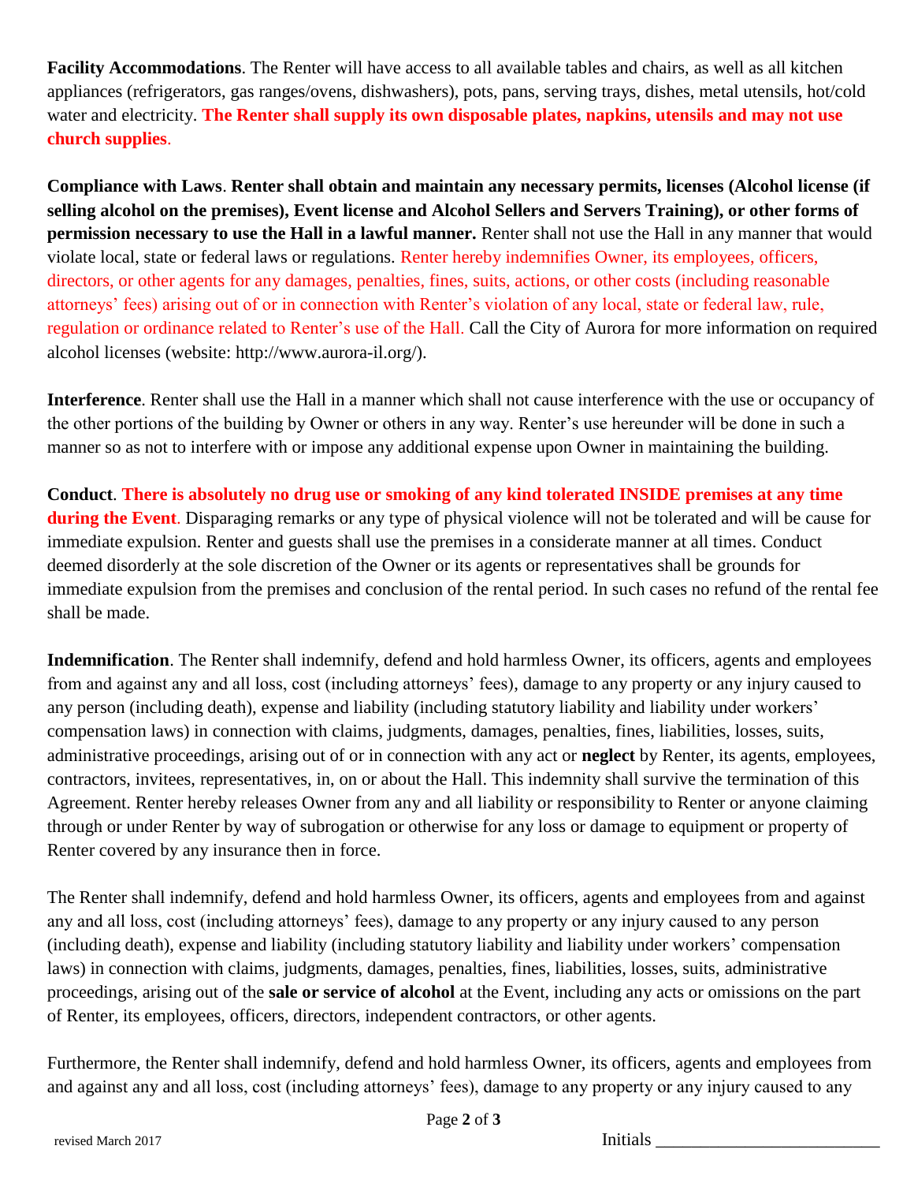**Facility Accommodations**. The Renter will have access to all available tables and chairs, as well as all kitchen appliances (refrigerators, gas ranges/ovens, dishwashers), pots, pans, serving trays, dishes, metal utensils, hot/cold water and electricity. **The Renter shall supply its own disposable plates, napkins, utensils and may not use church supplies**.

**Compliance with Laws**. **Renter shall obtain and maintain any necessary permits, licenses (Alcohol license (if selling alcohol on the premises), Event license and Alcohol Sellers and Servers Training), or other forms of permission necessary to use the Hall in a lawful manner.** Renter shall not use the Hall in any manner that would violate local, state or federal laws or regulations. Renter hereby indemnifies Owner, its employees, officers, directors, or other agents for any damages, penalties, fines, suits, actions, or other costs (including reasonable attorneys' fees) arising out of or in connection with Renter's violation of any local, state or federal law, rule, regulation or ordinance related to Renter's use of the Hall. Call the City of Aurora for more information on required alcohol licenses (website: http://www.aurora-il.org/).

**Interference**. Renter shall use the Hall in a manner which shall not cause interference with the use or occupancy of the other portions of the building by Owner or others in any way. Renter's use hereunder will be done in such a manner so as not to interfere with or impose any additional expense upon Owner in maintaining the building.

**Conduct**. **There is absolutely no drug use or smoking of any kind tolerated INSIDE premises at any time during the Event**. Disparaging remarks or any type of physical violence will not be tolerated and will be cause for immediate expulsion. Renter and guests shall use the premises in a considerate manner at all times. Conduct deemed disorderly at the sole discretion of the Owner or its agents or representatives shall be grounds for immediate expulsion from the premises and conclusion of the rental period. In such cases no refund of the rental fee shall be made.

**Indemnification**. The Renter shall indemnify, defend and hold harmless Owner, its officers, agents and employees from and against any and all loss, cost (including attorneys' fees), damage to any property or any injury caused to any person (including death), expense and liability (including statutory liability and liability under workers' compensation laws) in connection with claims, judgments, damages, penalties, fines, liabilities, losses, suits, administrative proceedings, arising out of or in connection with any act or **neglect** by Renter, its agents, employees, contractors, invitees, representatives, in, on or about the Hall. This indemnity shall survive the termination of this Agreement. Renter hereby releases Owner from any and all liability or responsibility to Renter or anyone claiming through or under Renter by way of subrogation or otherwise for any loss or damage to equipment or property of Renter covered by any insurance then in force.

The Renter shall indemnify, defend and hold harmless Owner, its officers, agents and employees from and against any and all loss, cost (including attorneys' fees), damage to any property or any injury caused to any person (including death), expense and liability (including statutory liability and liability under workers' compensation laws) in connection with claims, judgments, damages, penalties, fines, liabilities, losses, suits, administrative proceedings, arising out of the **sale or service of alcohol** at the Event, including any acts or omissions on the part of Renter, its employees, officers, directors, independent contractors, or other agents.

Furthermore, the Renter shall indemnify, defend and hold harmless Owner, its officers, agents and employees from and against any and all loss, cost (including attorneys' fees), damage to any property or any injury caused to any

Initials ________________________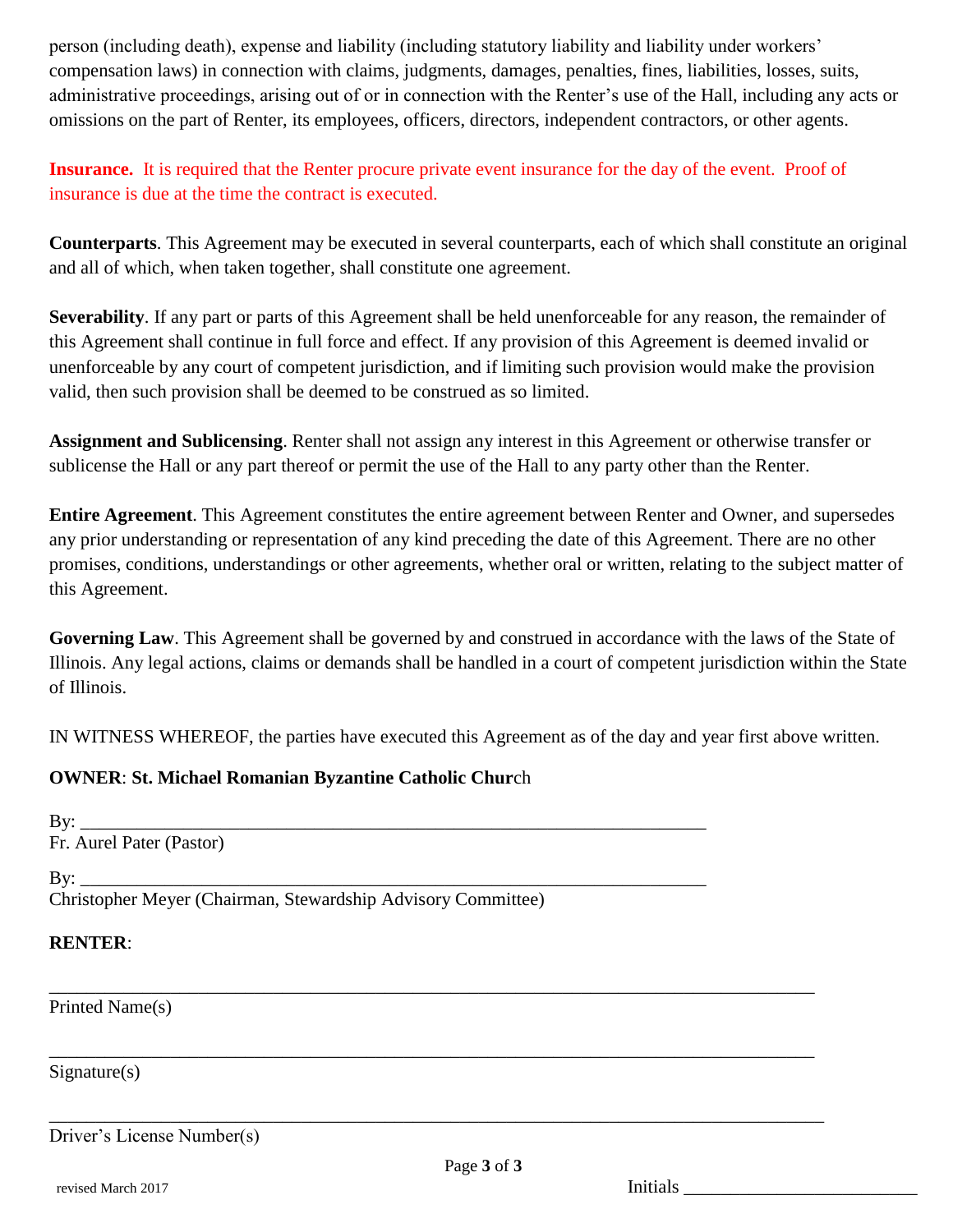person (including death), expense and liability (including statutory liability and liability under workers' compensation laws) in connection with claims, judgments, damages, penalties, fines, liabilities, losses, suits, administrative proceedings, arising out of or in connection with the Renter's use of the Hall, including any acts or omissions on the part of Renter, its employees, officers, directors, independent contractors, or other agents.

**Insurance.** It is required that the Renter procure private event insurance for the day of the event. Proof of insurance is due at the time the contract is executed.

**Counterparts**. This Agreement may be executed in several counterparts, each of which shall constitute an original and all of which, when taken together, shall constitute one agreement.

**Severability**. If any part or parts of this Agreement shall be held unenforceable for any reason, the remainder of this Agreement shall continue in full force and effect. If any provision of this Agreement is deemed invalid or unenforceable by any court of competent jurisdiction, and if limiting such provision would make the provision valid, then such provision shall be deemed to be construed as so limited.

**Assignment and Sublicensing**. Renter shall not assign any interest in this Agreement or otherwise transfer or sublicense the Hall or any part thereof or permit the use of the Hall to any party other than the Renter.

**Entire Agreement**. This Agreement constitutes the entire agreement between Renter and Owner, and supersedes any prior understanding or representation of any kind preceding the date of this Agreement. There are no other promises, conditions, understandings or other agreements, whether oral or written, relating to the subject matter of this Agreement.

**Governing Law**. This Agreement shall be governed by and construed in accordance with the laws of the State of Illinois. Any legal actions, claims or demands shall be handled in a court of competent jurisdiction within the State of Illinois.

IN WITNESS WHEREOF, the parties have executed this Agreement as of the day and year first above written.

**OWNER**: **St. Michael Romanian Byzantine Catholic Chur**ch

By: ____________________________________________________________________
Fr. Aurel Pater (Pastor)

By: ____________________________________________________________________
Christopher Meyer (Chairman, Stewardship Advisory Committee)

**RENTER**:

______________________________________________________________________________
Printed Name(s)

______________________________________________________________________________
Signature(s)

______________________________________________________________________________
Driver's License Number(s)

revised March 2017

Initials ________________________